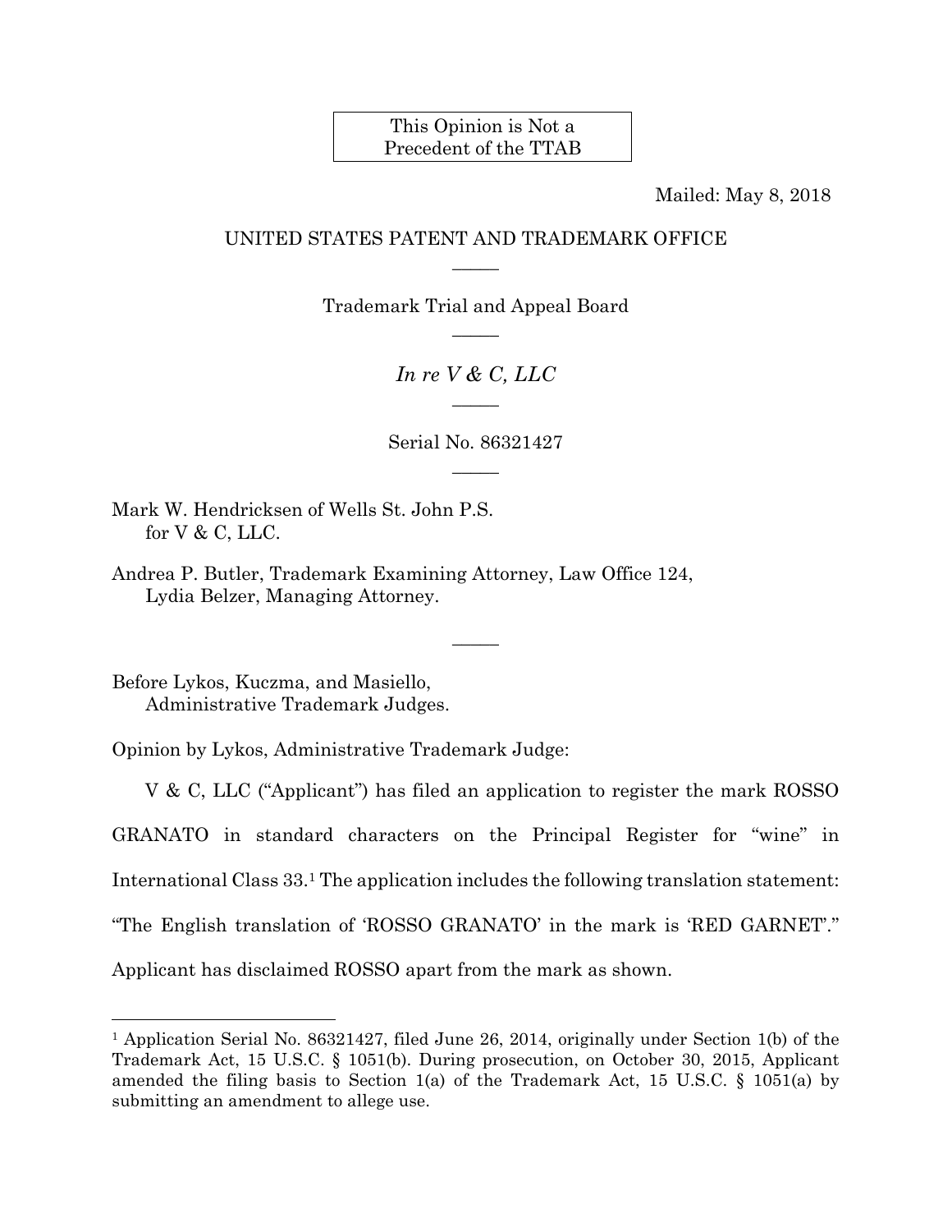This Opinion is Not a Precedent of the TTAB

Mailed: May 8, 2018

UNITED STATES PATENT AND TRADEMARK OFFICE

Trademark Trial and Appeal Board

*In re V & C, LLC*

Serial No. 86321427

Mark W. Hendricksen of Wells St. John P.S. for V & C, LLC.

Andrea P. Butler, Trademark Examining Attorney, Law Office 124, Lydia Belzer, Managing Attorney.

Before Lykos, Kuczma, and Masiello, Administrative Trademark Judges.

Opinion by Lykos, Administrative Trademark Judge:

V & C, LLC ("Applicant") has filed an application to register the mark ROSSO GRANATO in standard characters on the Principal Register for "wine" in International Class 33.[1] The application includes the following translation statement: "The English translation of 'ROSSO GRANATO' in the mark is 'RED GARNET'." Applicant has disclaimed ROSSO apart from the mark as shown.

[1] Application Serial No. 86321427, filed June 26, 2014, originally under Section 1(b) of the Trademark Act, 15 U.S.C. § 1051(b). During prosecution, on October 30, 2015, Applicant amended the filing basis to Section 1(a) of the Trademark Act, 15 U.S.C. § 1051(a) by submitting an amendment to allege use.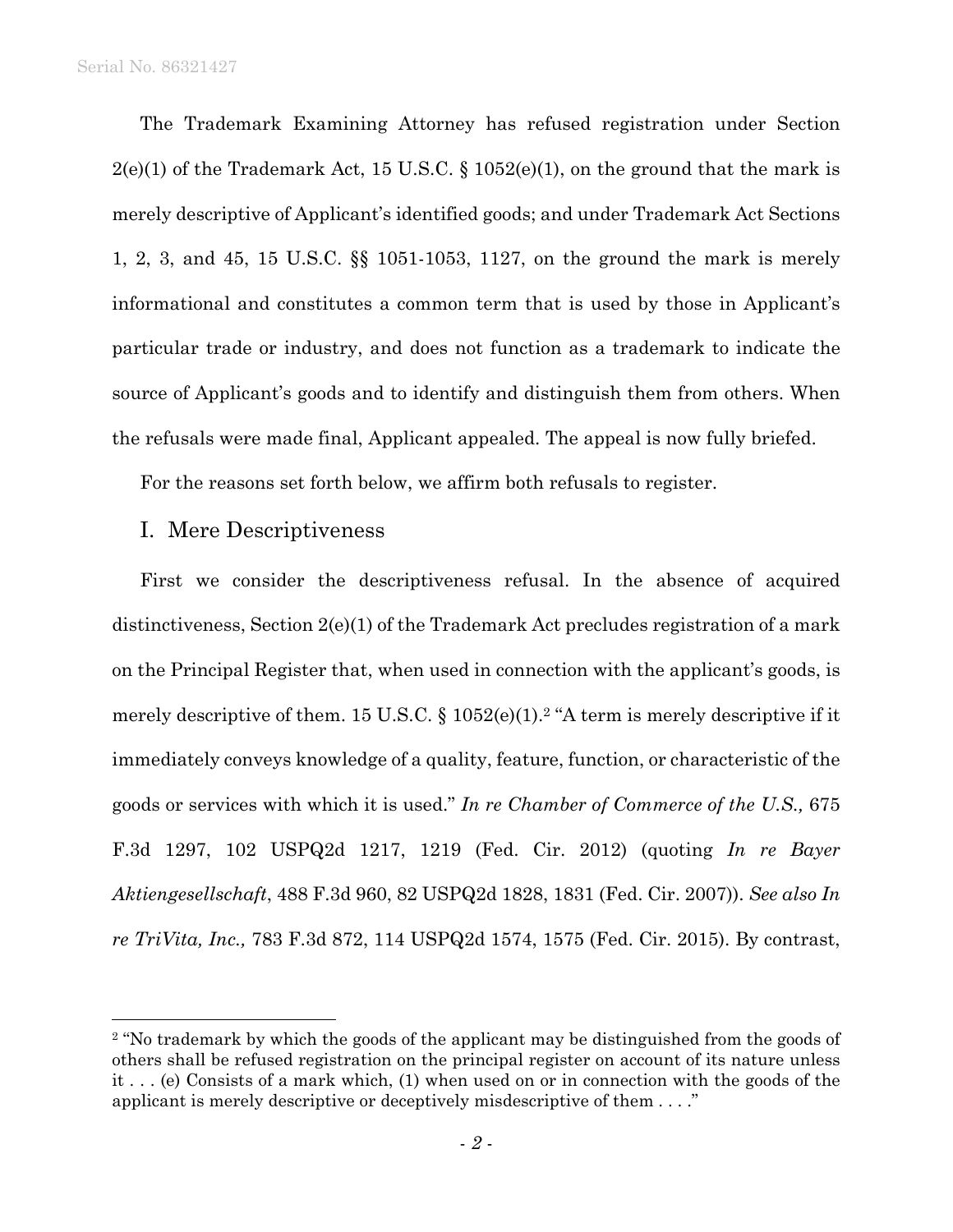The Trademark Examining Attorney has refused registration under Section 2(e)(1) of the Trademark Act, 15 U.S.C. § 1052(e)(1), on the ground that the mark is merely descriptive of Applicant's identified goods; and under Trademark Act Sections 1, 2, 3, and 45, 15 U.S.C. §§ 1051-1053, 1127, on the ground the mark is merely informational and constitutes a common term that is used by those in Applicant's particular trade or industry, and does not function as a trademark to indicate the source of Applicant's goods and to identify and distinguish them from others. When the refusals were made final, Applicant appealed. The appeal is now fully briefed.

For the reasons set forth below, we affirm both refusals to register.

## I. Mere Descriptiveness

First we consider the descriptiveness refusal. In the absence of acquired distinctiveness, Section 2(e)(1) of the Trademark Act precludes registration of a mark on the Principal Register that, when used in connection with the applicant's goods, is merely descriptive of them. 15 U.S.C. § 1052(e)(1).[2] "A term is merely descriptive if it immediately conveys knowledge of a quality, feature, function, or characteristic of the goods or services with which it is used." *In re Chamber of Commerce of the U.S.,* 675 F.3d 1297, 102 USPQ2d 1217, 1219 (Fed. Cir. 2012) (quoting *In re Bayer Aktiengesellschaft*, 488 F.3d 960, 82 USPQ2d 1828, 1831 (Fed. Cir. 2007)). *See also In re TriVita, Inc.,* 783 F.3d 872, 114 USPQ2d 1574, 1575 (Fed. Cir. 2015). By contrast,

---

[2] "No trademark by which the goods of the applicant may be distinguished from the goods of others shall be refused registration on the principal register on account of its nature unless it . . . (e) Consists of a mark which, (1) when used on or in connection with the goods of the applicant is merely descriptive or deceptively misdescriptive of them . . . ."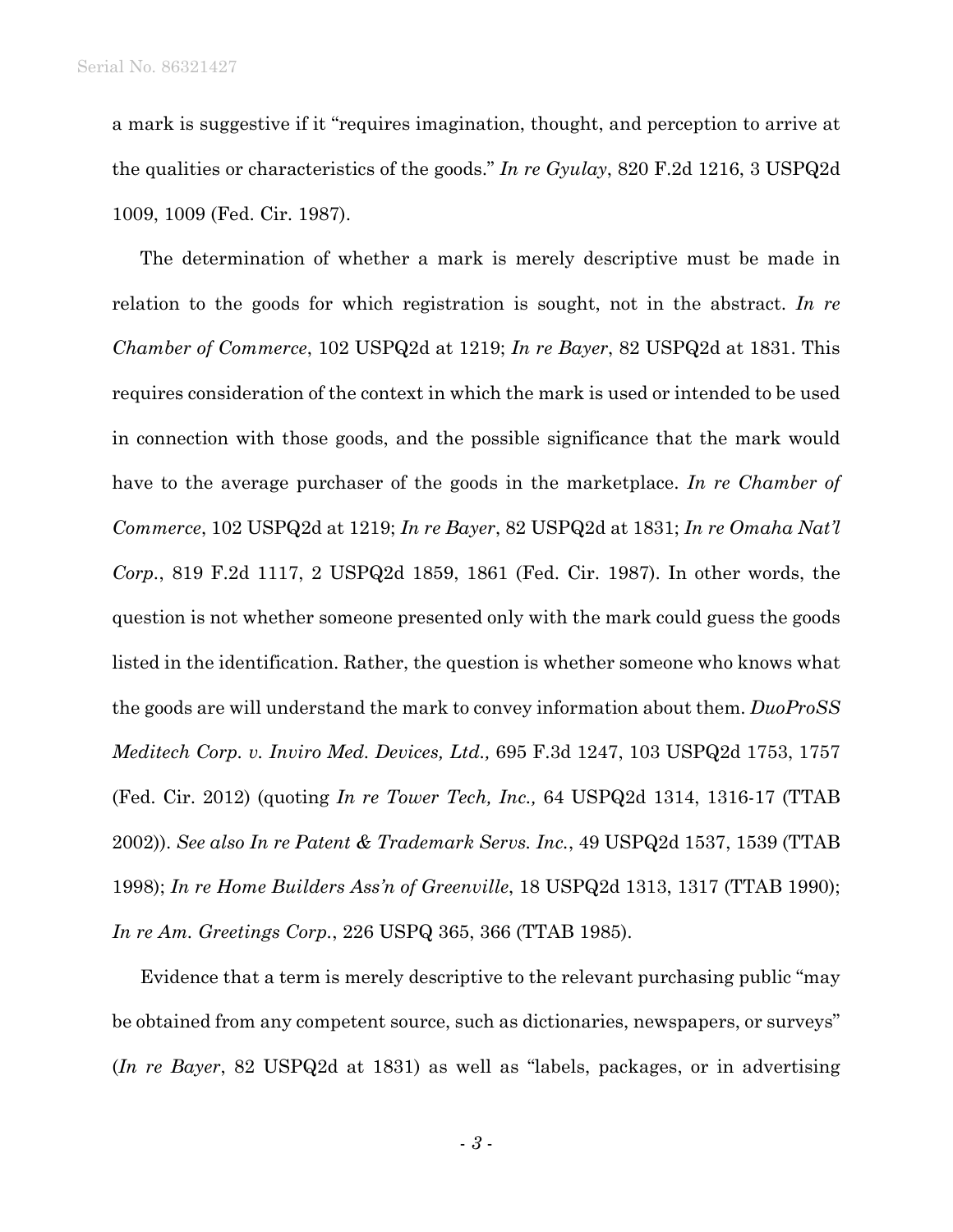a mark is suggestive if it "requires imagination, thought, and perception to arrive at the qualities or characteristics of the goods." *In re Gyulay*, 820 F.2d 1216, 3 USPQ2d 1009, 1009 (Fed. Cir. 1987).

The determination of whether a mark is merely descriptive must be made in relation to the goods for which registration is sought, not in the abstract. *In re Chamber of Commerce*, 102 USPQ2d at 1219; *In re Bayer*, 82 USPQ2d at 1831. This requires consideration of the context in which the mark is used or intended to be used in connection with those goods, and the possible significance that the mark would have to the average purchaser of the goods in the marketplace. *In re Chamber of Commerce*, 102 USPQ2d at 1219; *In re Bayer*, 82 USPQ2d at 1831; *In re Omaha Nat'l Corp.*, 819 F.2d 1117, 2 USPQ2d 1859, 1861 (Fed. Cir. 1987). In other words, the question is not whether someone presented only with the mark could guess the goods listed in the identification. Rather, the question is whether someone who knows what the goods are will understand the mark to convey information about them. *DuoProSS Meditech Corp. v. Inviro Med. Devices, Ltd.,* 695 F.3d 1247, 103 USPQ2d 1753, 1757 (Fed. Cir. 2012) (quoting *In re Tower Tech, Inc.,* 64 USPQ2d 1314, 1316-17 (TTAB 2002)). *See also In re Patent & Trademark Servs. Inc.*, 49 USPQ2d 1537, 1539 (TTAB 1998); *In re Home Builders Ass'n of Greenville*, 18 USPQ2d 1313, 1317 (TTAB 1990); *In re Am. Greetings Corp.*, 226 USPQ 365, 366 (TTAB 1985).

Evidence that a term is merely descriptive to the relevant purchasing public "may be obtained from any competent source, such as dictionaries, newspapers, or surveys" (*In re Bayer*, 82 USPQ2d at 1831) as well as "labels, packages, or in advertising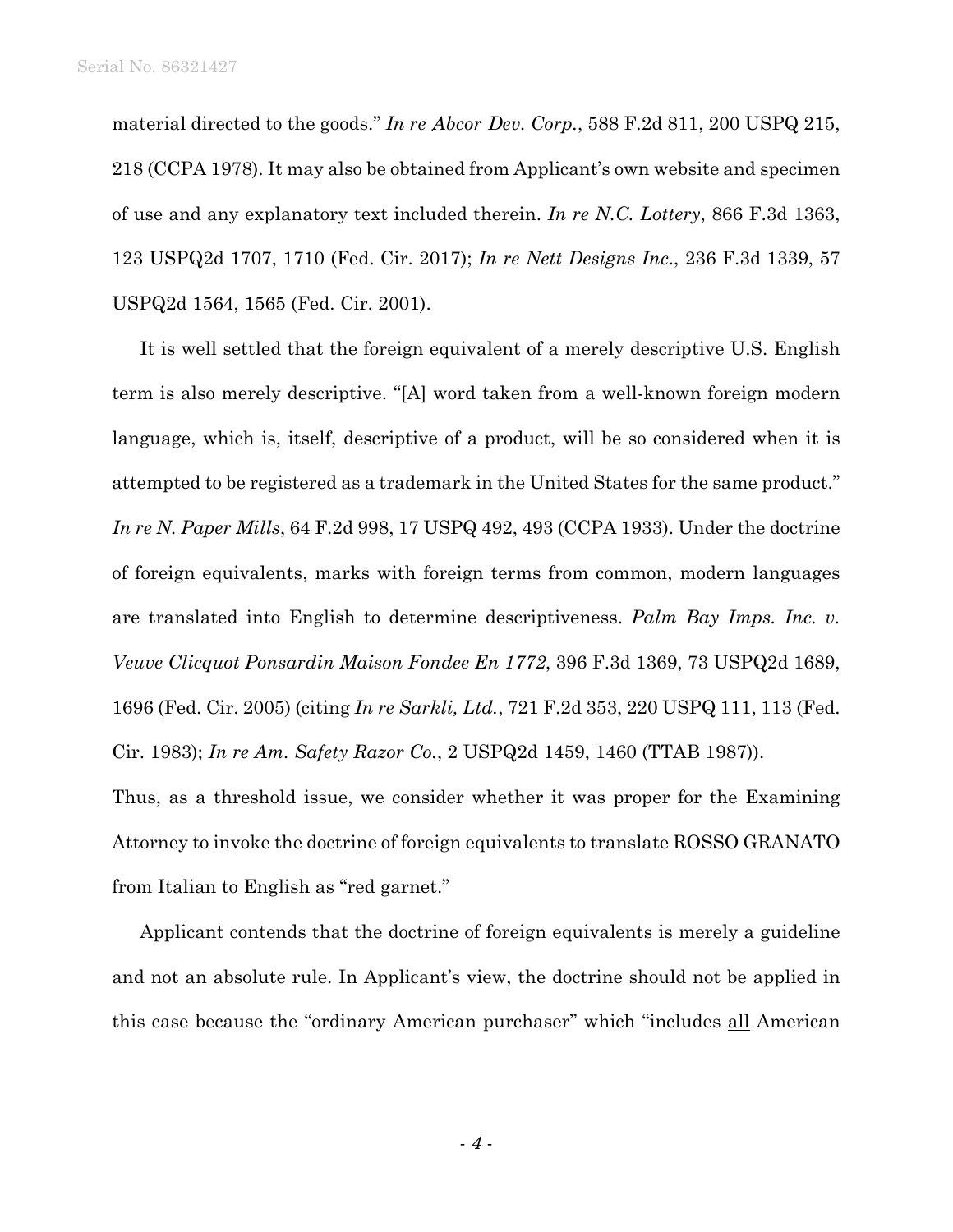material directed to the goods." *In re Abcor Dev. Corp.*, 588 F.2d 811, 200 USPQ 215, 218 (CCPA 1978). It may also be obtained from Applicant's own website and specimen of use and any explanatory text included therein. *In re N.C. Lottery*, 866 F.3d 1363, 123 USPQ2d 1707, 1710 (Fed. Cir. 2017); *In re Nett Designs Inc.*, 236 F.3d 1339, 57 USPQ2d 1564, 1565 (Fed. Cir. 2001).

It is well settled that the foreign equivalent of a merely descriptive U.S. English term is also merely descriptive. "[A] word taken from a well-known foreign modern language, which is, itself, descriptive of a product, will be so considered when it is attempted to be registered as a trademark in the United States for the same product." *In re N. Paper Mills*, 64 F.2d 998, 17 USPQ 492, 493 (CCPA 1933). Under the doctrine of foreign equivalents, marks with foreign terms from common, modern languages are translated into English to determine descriptiveness. *Palm Bay Imps. Inc. v. Veuve Clicquot Ponsardin Maison Fondee En 1772*, 396 F.3d 1369, 73 USPQ2d 1689, 1696 (Fed. Cir. 2005) (citing *In re Sarkli, Ltd.*, 721 F.2d 353, 220 USPQ 111, 113 (Fed. Cir. 1983); *In re Am. Safety Razor Co.*, 2 USPQ2d 1459, 1460 (TTAB 1987)).

Thus, as a threshold issue, we consider whether it was proper for the Examining Attorney to invoke the doctrine of foreign equivalents to translate ROSSO GRANATO from Italian to English as "red garnet."

Applicant contends that the doctrine of foreign equivalents is merely a guideline and not an absolute rule. In Applicant's view, the doctrine should not be applied in this case because the "ordinary American purchaser" which "includes <u>all</u> American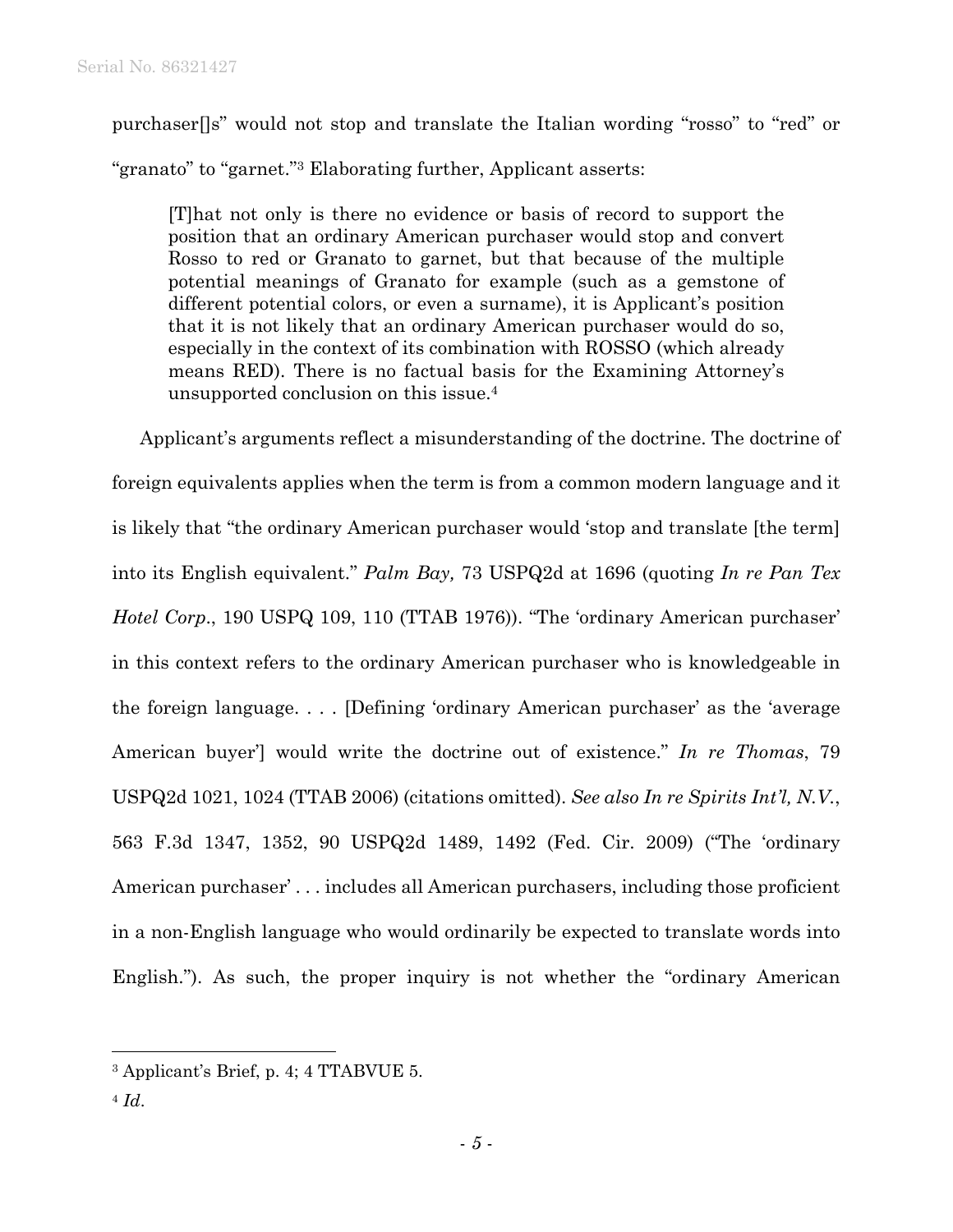purchaser[]s" would not stop and translate the Italian wording "rosso" to "red" or "granato" to "garnet."[3] Elaborating further, Applicant asserts:

> [T]hat not only is there no evidence or basis of record to support the position that an ordinary American purchaser would stop and convert Rosso to red or Granato to garnet, but that because of the multiple potential meanings of Granato for example (such as a gemstone of different potential colors, or even a surname), it is Applicant's position that it is not likely that an ordinary American purchaser would do so, especially in the context of its combination with ROSSO (which already means RED). There is no factual basis for the Examining Attorney's unsupported conclusion on this issue.[4]

Applicant's arguments reflect a misunderstanding of the doctrine. The doctrine of foreign equivalents applies when the term is from a common modern language and it is likely that "the ordinary American purchaser would 'stop and translate [the term] into its English equivalent." *Palm Bay,* 73 USPQ2d at 1696 (quoting *In re Pan Tex Hotel Corp*., 190 USPQ 109, 110 (TTAB 1976)). "The 'ordinary American purchaser' in this context refers to the ordinary American purchaser who is knowledgeable in the foreign language. . . . [Defining 'ordinary American purchaser' as the 'average American buyer'] would write the doctrine out of existence." *In re Thomas*, 79 USPQ2d 1021, 1024 (TTAB 2006) (citations omitted). *See also In re Spirits Int'l, N.V.*, 563 F.3d 1347, 1352, 90 USPQ2d 1489, 1492 (Fed. Cir. 2009) ("The 'ordinary American purchaser' . . . includes all American purchasers, including those proficient in a non-English language who would ordinarily be expected to translate words into English."). As such, the proper inquiry is not whether the "ordinary American

---

[3] Applicant's Brief, p. 4; 4 TTABVUE 5.

[4] *Id*.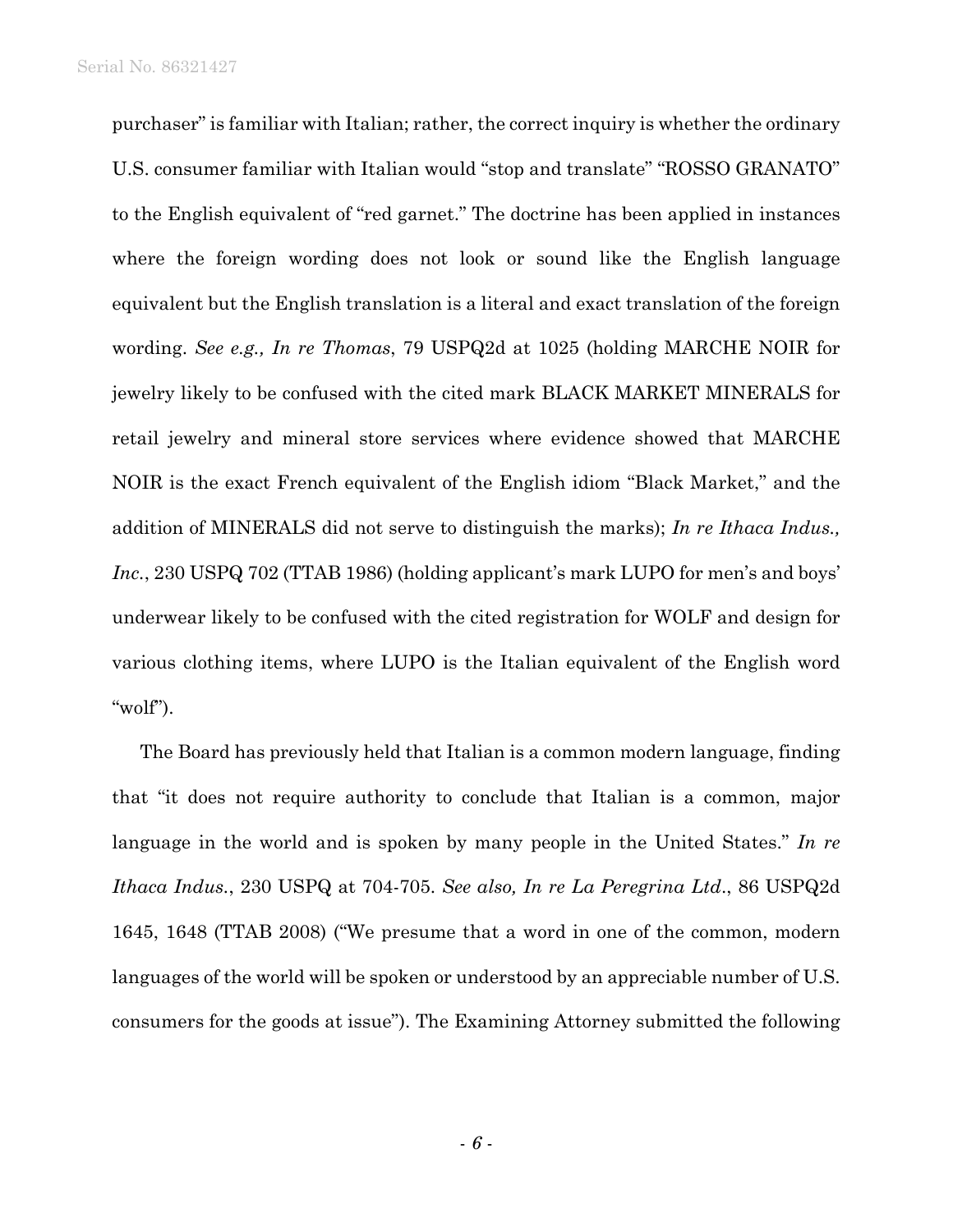purchaser" is familiar with Italian; rather, the correct inquiry is whether the ordinary U.S. consumer familiar with Italian would "stop and translate" "ROSSO GRANATO" to the English equivalent of "red garnet." The doctrine has been applied in instances where the foreign wording does not look or sound like the English language equivalent but the English translation is a literal and exact translation of the foreign wording. *See e.g., In re Thomas*, 79 USPQ2d at 1025 (holding MARCHE NOIR for jewelry likely to be confused with the cited mark BLACK MARKET MINERALS for retail jewelry and mineral store services where evidence showed that MARCHE NOIR is the exact French equivalent of the English idiom "Black Market," and the addition of MINERALS did not serve to distinguish the marks); *In re Ithaca Indus., Inc.*, 230 USPQ 702 (TTAB 1986) (holding applicant's mark LUPO for men's and boys' underwear likely to be confused with the cited registration for WOLF and design for various clothing items, where LUPO is the Italian equivalent of the English word "wolf").

The Board has previously held that Italian is a common modern language, finding that "it does not require authority to conclude that Italian is a common, major language in the world and is spoken by many people in the United States." *In re Ithaca Indus.*, 230 USPQ at 704-705. *See also, In re La Peregrina Ltd*., 86 USPQ2d 1645, 1648 (TTAB 2008) ("We presume that a word in one of the common, modern languages of the world will be spoken or understood by an appreciable number of U.S. consumers for the goods at issue"). The Examining Attorney submitted the following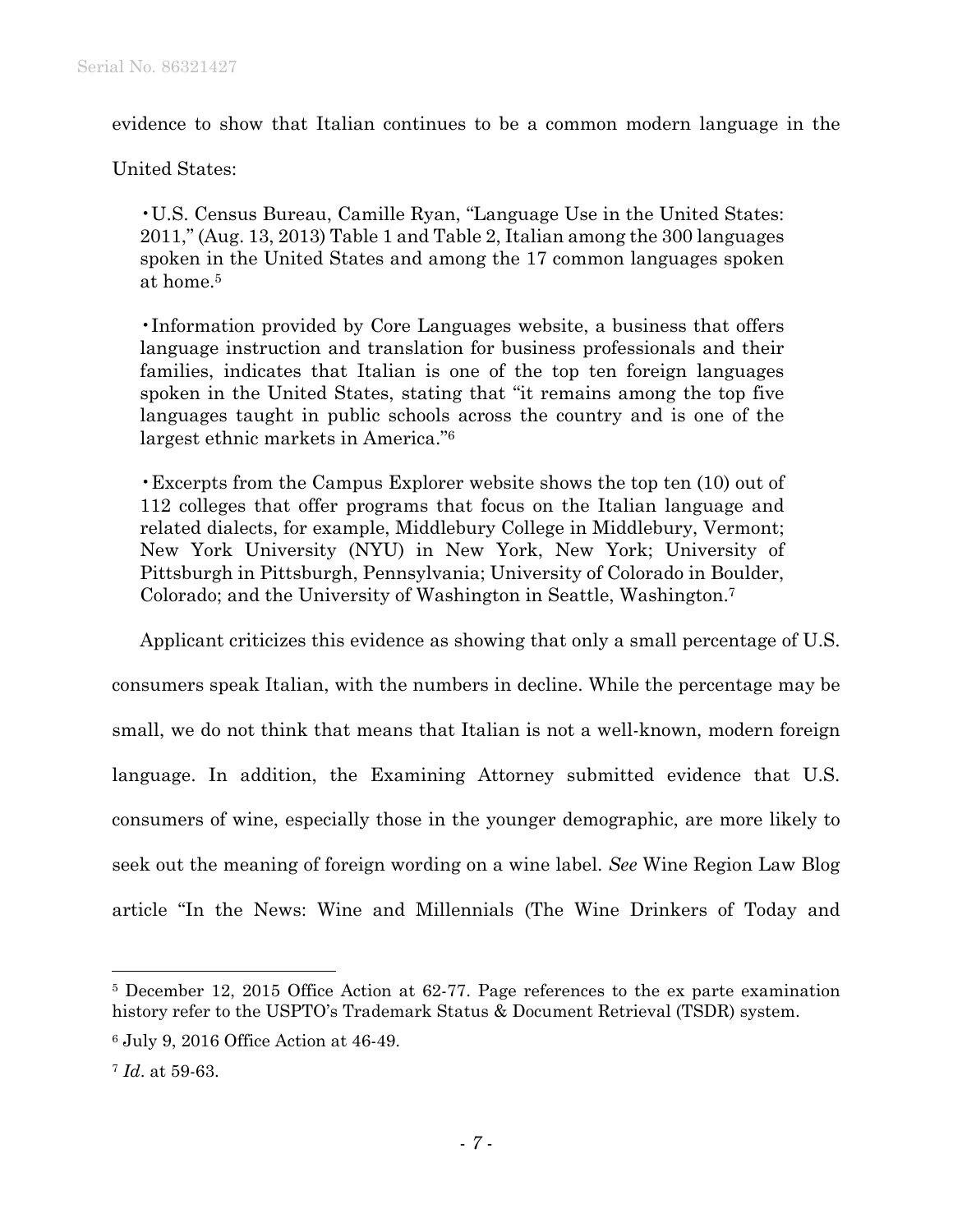evidence to show that Italian continues to be a common modern language in the United States:

> •U.S. Census Bureau, Camille Ryan, "Language Use in the United States: 2011," (Aug. 13, 2013) Table 1 and Table 2, Italian among the 300 languages spoken in the United States and among the 17 common languages spoken at home.[5]
>
> •Information provided by Core Languages website, a business that offers language instruction and translation for business professionals and their families, indicates that Italian is one of the top ten foreign languages spoken in the United States, stating that "it remains among the top five languages taught in public schools across the country and is one of the largest ethnic markets in America."[6]
>
> •Excerpts from the Campus Explorer website shows the top ten (10) out of 112 colleges that offer programs that focus on the Italian language and related dialects, for example, Middlebury College in Middlebury, Vermont; New York University (NYU) in New York, New York; University of Pittsburgh in Pittsburgh, Pennsylvania; University of Colorado in Boulder, Colorado; and the University of Washington in Seattle, Washington.[7]

Applicant criticizes this evidence as showing that only a small percentage of U.S. consumers speak Italian, with the numbers in decline. While the percentage may be small, we do not think that means that Italian is not a well-known, modern foreign language. In addition, the Examining Attorney submitted evidence that U.S. consumers of wine, especially those in the younger demographic, are more likely to seek out the meaning of foreign wording on a wine label. *See* Wine Region Law Blog article "In the News: Wine and Millennials (The Wine Drinkers of Today and

---

[5] December 12, 2015 Office Action at 62-77. Page references to the ex parte examination history refer to the USPTO's Trademark Status & Document Retrieval (TSDR) system.

[6] July 9, 2016 Office Action at 46-49.

[7] *Id*. at 59-63.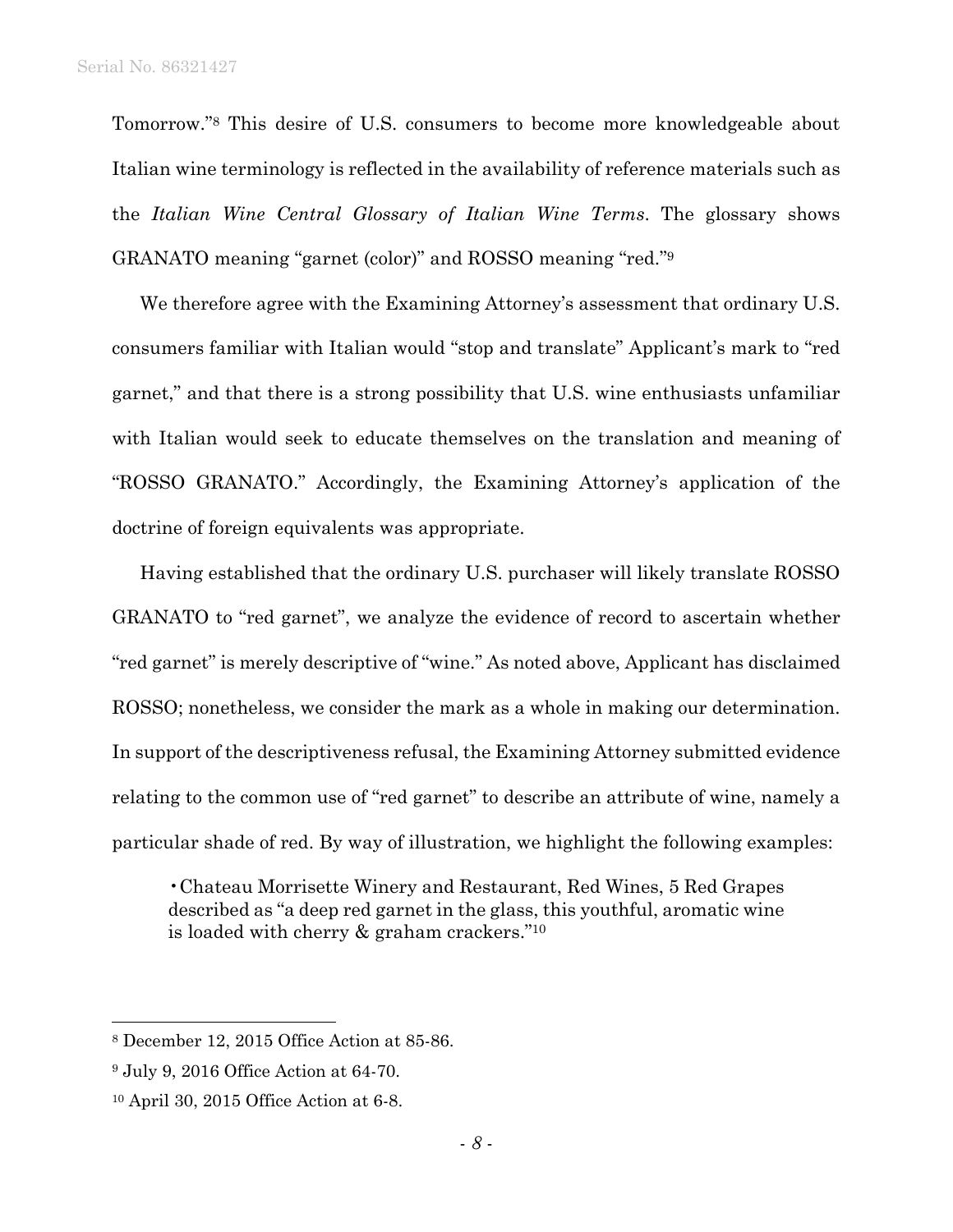Tomorrow."[8] This desire of U.S. consumers to become more knowledgeable about Italian wine terminology is reflected in the availability of reference materials such as the *Italian Wine Central Glossary of Italian Wine Terms*. The glossary shows GRANATO meaning "garnet (color)" and ROSSO meaning "red."[9]

We therefore agree with the Examining Attorney's assessment that ordinary U.S. consumers familiar with Italian would "stop and translate" Applicant's mark to "red garnet," and that there is a strong possibility that U.S. wine enthusiasts unfamiliar with Italian would seek to educate themselves on the translation and meaning of "ROSSO GRANATO." Accordingly, the Examining Attorney's application of the doctrine of foreign equivalents was appropriate.

Having established that the ordinary U.S. purchaser will likely translate ROSSO GRANATO to "red garnet", we analyze the evidence of record to ascertain whether "red garnet" is merely descriptive of "wine." As noted above, Applicant has disclaimed ROSSO; nonetheless, we consider the mark as a whole in making our determination. In support of the descriptiveness refusal, the Examining Attorney submitted evidence relating to the common use of "red garnet" to describe an attribute of wine, namely a particular shade of red. By way of illustration, we highlight the following examples:

- Chateau Morrisette Winery and Restaurant, Red Wines, 5 Red Grapes described as "a deep red garnet in the glass, this youthful, aromatic wine is loaded with cherry & graham crackers."[10]

---

[8] December 12, 2015 Office Action at 85-86.

[9] July 9, 2016 Office Action at 64-70.

[10] April 30, 2015 Office Action at 6-8.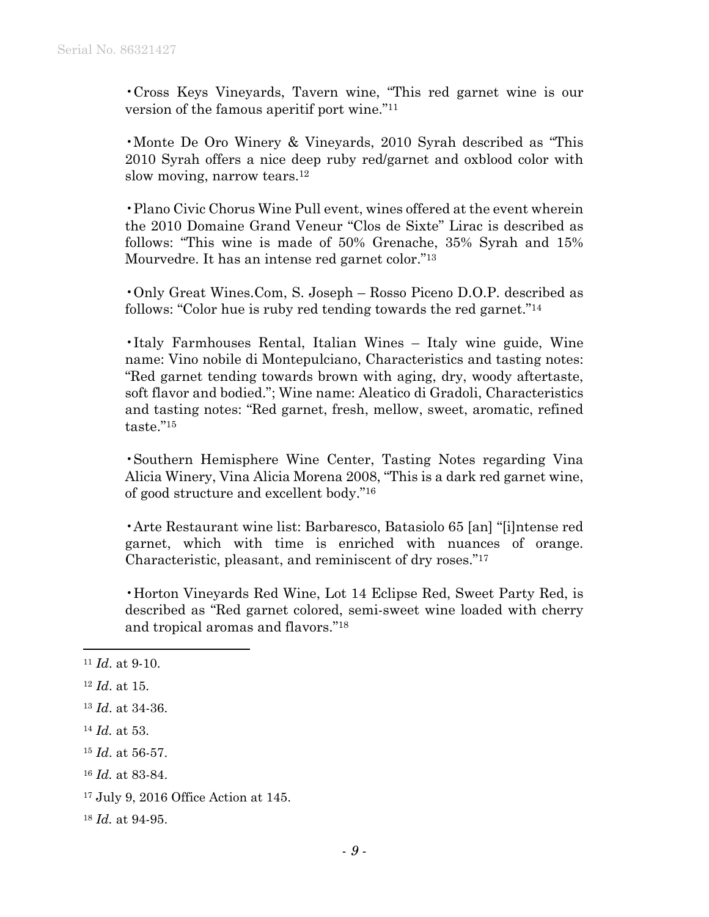- Cross Keys Vineyards, Tavern wine, "This red garnet wine is our version of the famous aperitif port wine."[11]

- Monte De Oro Winery & Vineyards, 2010 Syrah described as "This 2010 Syrah offers a nice deep ruby red/garnet and oxblood color with slow moving, narrow tears.[12]

- Plano Civic Chorus Wine Pull event, wines offered at the event wherein the 2010 Domaine Grand Veneur "Clos de Sixte" Lirac is described as follows: "This wine is made of 50% Grenache, 35% Syrah and 15% Mourvedre. It has an intense red garnet color."[13]

- Only Great Wines.Com, S. Joseph – Rosso Piceno D.O.P. described as follows: "Color hue is ruby red tending towards the red garnet."[14]

- Italy Farmhouses Rental, Italian Wines – Italy wine guide, Wine name: Vino nobile di Montepulciano, Characteristics and tasting notes: "Red garnet tending towards brown with aging, dry, woody aftertaste, soft flavor and bodied."; Wine name: Aleatico di Gradoli, Characteristics and tasting notes: "Red garnet, fresh, mellow, sweet, aromatic, refined taste."[15]

- Southern Hemisphere Wine Center, Tasting Notes regarding Vina Alicia Winery, Vina Alicia Morena 2008, "This is a dark red garnet wine, of good structure and excellent body."[16]

- Arte Restaurant wine list: Barbaresco, Batasiolo 65 [an] "[i]ntense red garnet, which with time is enriched with nuances of orange. Characteristic, pleasant, and reminiscent of dry roses."[17]

- Horton Vineyards Red Wine, Lot 14 Eclipse Red, Sweet Party Red, is described as "Red garnet colored, semi-sweet wine loaded with cherry and tropical aromas and flavors."[18]

---

[11] *Id*. at 9-10.

[12] *Id*. at 15.

[13] *Id*. at 34-36.

[14] *Id.* at 53.

[15] *Id*. at 56-57.

[16] *Id.* at 83-84.

[17] July 9, 2016 Office Action at 145.

[18] *Id.* at 94-95.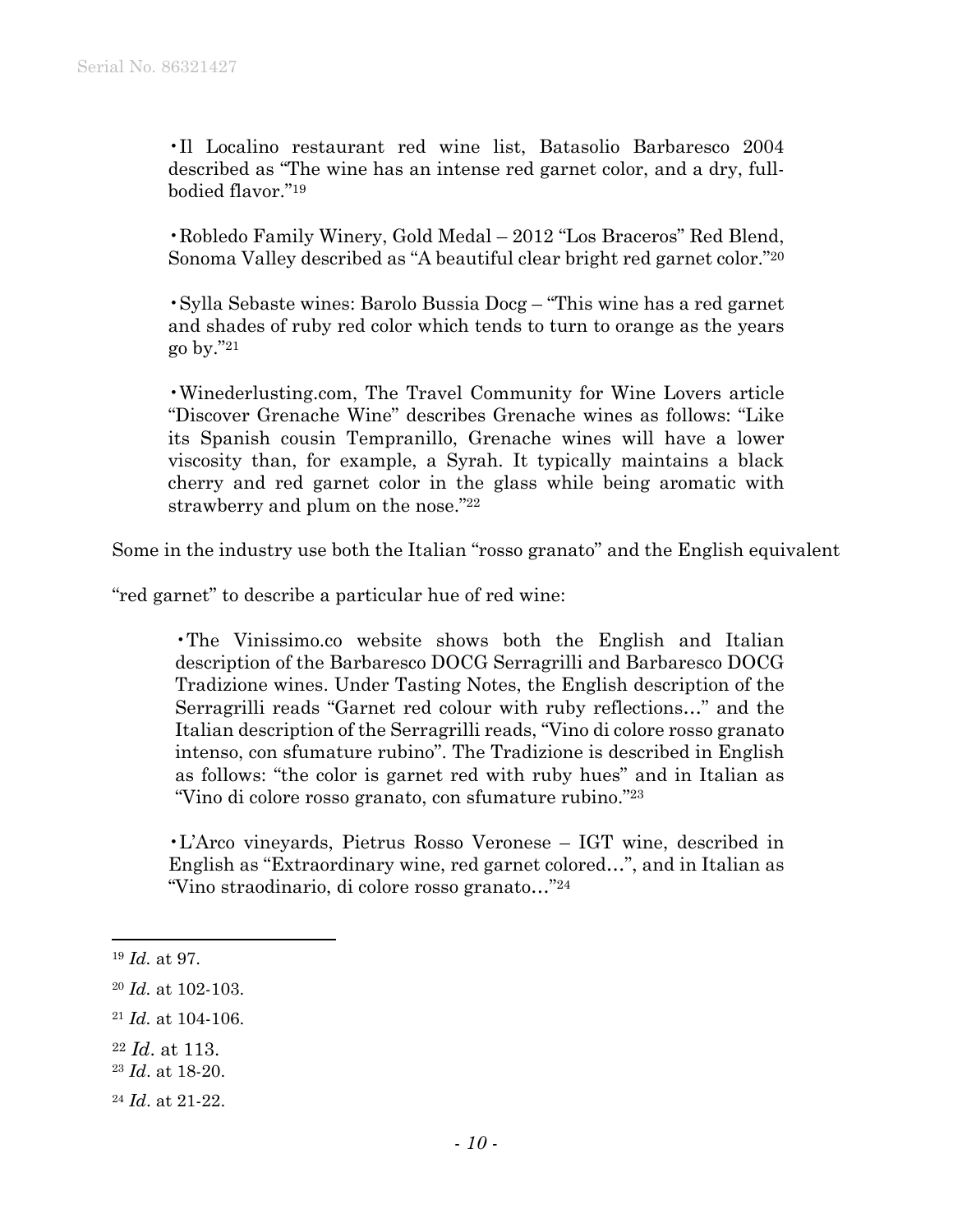- Il Localino restaurant red wine list, Batasolio Barbaresco 2004 described as "The wine has an intense red garnet color, and a dry, full-bodied flavor."[19]

- Robledo Family Winery, Gold Medal – 2012 "Los Braceros" Red Blend, Sonoma Valley described as "A beautiful clear bright red garnet color."[20]

- Sylla Sebaste wines: Barolo Bussia Docg – "This wine has a red garnet and shades of ruby red color which tends to turn to orange as the years go by."[21]

- Winederlusting.com, The Travel Community for Wine Lovers article "Discover Grenache Wine" describes Grenache wines as follows: "Like its Spanish cousin Tempranillo, Grenache wines will have a lower viscosity than, for example, a Syrah. It typically maintains a black cherry and red garnet color in the glass while being aromatic with strawberry and plum on the nose."[22]

Some in the industry use both the Italian "rosso granato" and the English equivalent "red garnet" to describe a particular hue of red wine:

- The Vinissimo.co website shows both the English and Italian description of the Barbaresco DOCG Serragrilli and Barbaresco DOCG Tradizione wines. Under Tasting Notes, the English description of the Serragrilli reads "Garnet red colour with ruby reflections…" and the Italian description of the Serragrilli reads, "Vino di colore rosso granato intenso, con sfumature rubino". The Tradizione is described in English as follows: "the color is garnet red with ruby hues" and in Italian as "Vino di colore rosso granato, con sfumature rubino."[23]

- L'Arco vineyards, Pietrus Rosso Veronese – IGT wine, described in English as "Extraordinary wine, red garnet colored…", and in Italian as "Vino straodinario, di colore rosso granato…"[24]

---

[19] *Id.* at 97.

[20] *Id.* at 102-103.

[21] *Id.* at 104-106.

[22] *Id*. at 113.

[23] *Id*. at 18-20.

[24] *Id*. at 21-22.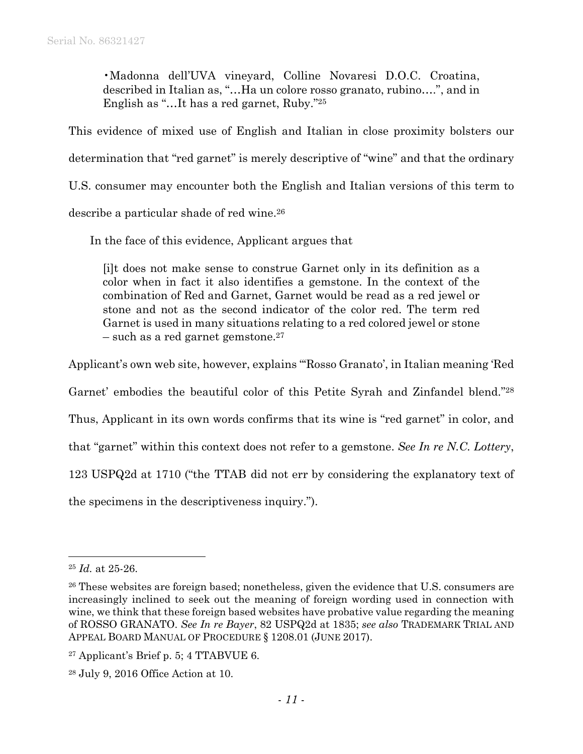•Madonna dell'UVA vineyard, Colline Novaresi D.O.C. Croatina, described in Italian as, "…Ha un colore rosso granato, rubino….", and in English as "…It has a red garnet, Ruby."[25]

This evidence of mixed use of English and Italian in close proximity bolsters our determination that "red garnet" is merely descriptive of "wine" and that the ordinary U.S. consumer may encounter both the English and Italian versions of this term to describe a particular shade of red wine.[26]

In the face of this evidence, Applicant argues that

> [i]t does not make sense to construe Garnet only in its definition as a color when in fact it also identifies a gemstone. In the context of the combination of Red and Garnet, Garnet would be read as a red jewel or stone and not as the second indicator of the color red. The term red Garnet is used in many situations relating to a red colored jewel or stone – such as a red garnet gemstone.[27]

Applicant's own web site, however, explains "'Rosso Granato', in Italian meaning 'Red Garnet' embodies the beautiful color of this Petite Syrah and Zinfandel blend."[28] Thus, Applicant in its own words confirms that its wine is "red garnet" in color, and that "garnet" within this context does not refer to a gemstone. *See In re N.C. Lottery*, 123 USPQ2d at 1710 ("the TTAB did not err by considering the explanatory text of the specimens in the descriptiveness inquiry.").

---

[25] *Id.* at 25-26.

[26] These websites are foreign based; nonetheless, given the evidence that U.S. consumers are increasingly inclined to seek out the meaning of foreign wording used in connection with wine, we think that these foreign based websites have probative value regarding the meaning of ROSSO GRANATO. *See In re Bayer*, 82 USPQ2d at 1835; *see also* TRADEMARK TRIAL AND APPEAL BOARD MANUAL OF PROCEDURE § 1208.01 (JUNE 2017).

[27] Applicant's Brief p. 5; 4 TTABVUE 6.

[28] July 9, 2016 Office Action at 10.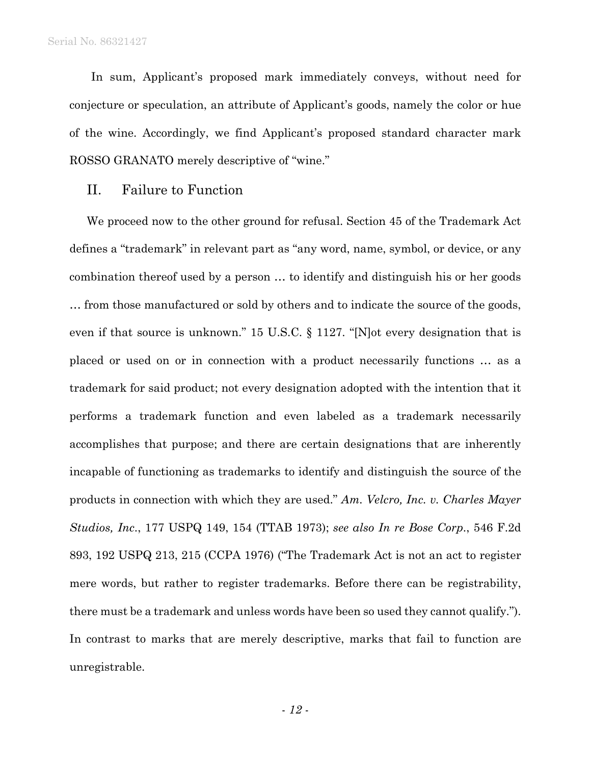In sum, Applicant's proposed mark immediately conveys, without need for conjecture or speculation, an attribute of Applicant's goods, namely the color or hue of the wine. Accordingly, we find Applicant's proposed standard character mark ROSSO GRANATO merely descriptive of "wine."

## II. Failure to Function

We proceed now to the other ground for refusal. Section 45 of the Trademark Act defines a "trademark" in relevant part as "any word, name, symbol, or device, or any combination thereof used by a person … to identify and distinguish his or her goods … from those manufactured or sold by others and to indicate the source of the goods, even if that source is unknown." 15 U.S.C. § 1127. "[N]ot every designation that is placed or used on or in connection with a product necessarily functions … as a trademark for said product; not every designation adopted with the intention that it performs a trademark function and even labeled as a trademark necessarily accomplishes that purpose; and there are certain designations that are inherently incapable of functioning as trademarks to identify and distinguish the source of the products in connection with which they are used." *Am. Velcro, Inc. v. Charles Mayer Studios, Inc.*, 177 USPQ 149, 154 (TTAB 1973); *see also In re Bose Corp.*, 546 F.2d 893, 192 USPQ 213, 215 (CCPA 1976) ("The Trademark Act is not an act to register mere words, but rather to register trademarks. Before there can be registrability, there must be a trademark and unless words have been so used they cannot qualify."). In contrast to marks that are merely descriptive, marks that fail to function are unregistrable.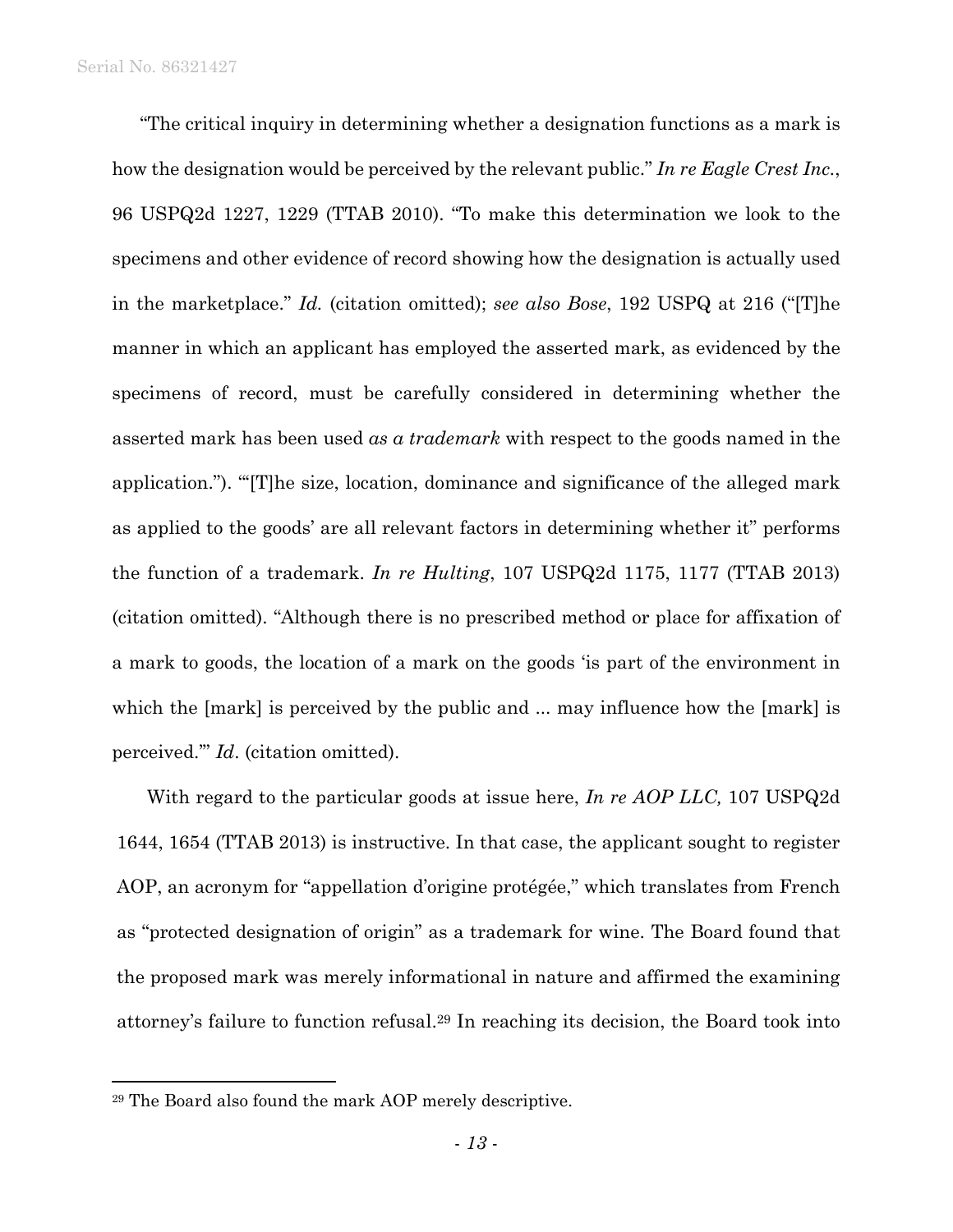"The critical inquiry in determining whether a designation functions as a mark is how the designation would be perceived by the relevant public." *In re Eagle Crest Inc.*, 96 USPQ2d 1227, 1229 (TTAB 2010). "To make this determination we look to the specimens and other evidence of record showing how the designation is actually used in the marketplace." *Id.* (citation omitted); *see also Bose*, 192 USPQ at 216 ("[T]he manner in which an applicant has employed the asserted mark, as evidenced by the specimens of record, must be carefully considered in determining whether the asserted mark has been used *as a trademark* with respect to the goods named in the application."). "'[T]he size, location, dominance and significance of the alleged mark as applied to the goods' are all relevant factors in determining whether it" performs the function of a trademark. *In re Hulting*, 107 USPQ2d 1175, 1177 (TTAB 2013) (citation omitted). "Although there is no prescribed method or place for affixation of a mark to goods, the location of a mark on the goods 'is part of the environment in which the [mark] is perceived by the public and ... may influence how the [mark] is perceived.'" *Id*. (citation omitted).

With regard to the particular goods at issue here, *In re AOP LLC,* 107 USPQ2d 1644, 1654 (TTAB 2013) is instructive. In that case, the applicant sought to register AOP, an acronym for "appellation d'origine protégée," which translates from French as "protected designation of origin" as a trademark for wine. The Board found that the proposed mark was merely informational in nature and affirmed the examining attorney's failure to function refusal.[29] In reaching its decision, the Board took into

[29] The Board also found the mark AOP merely descriptive.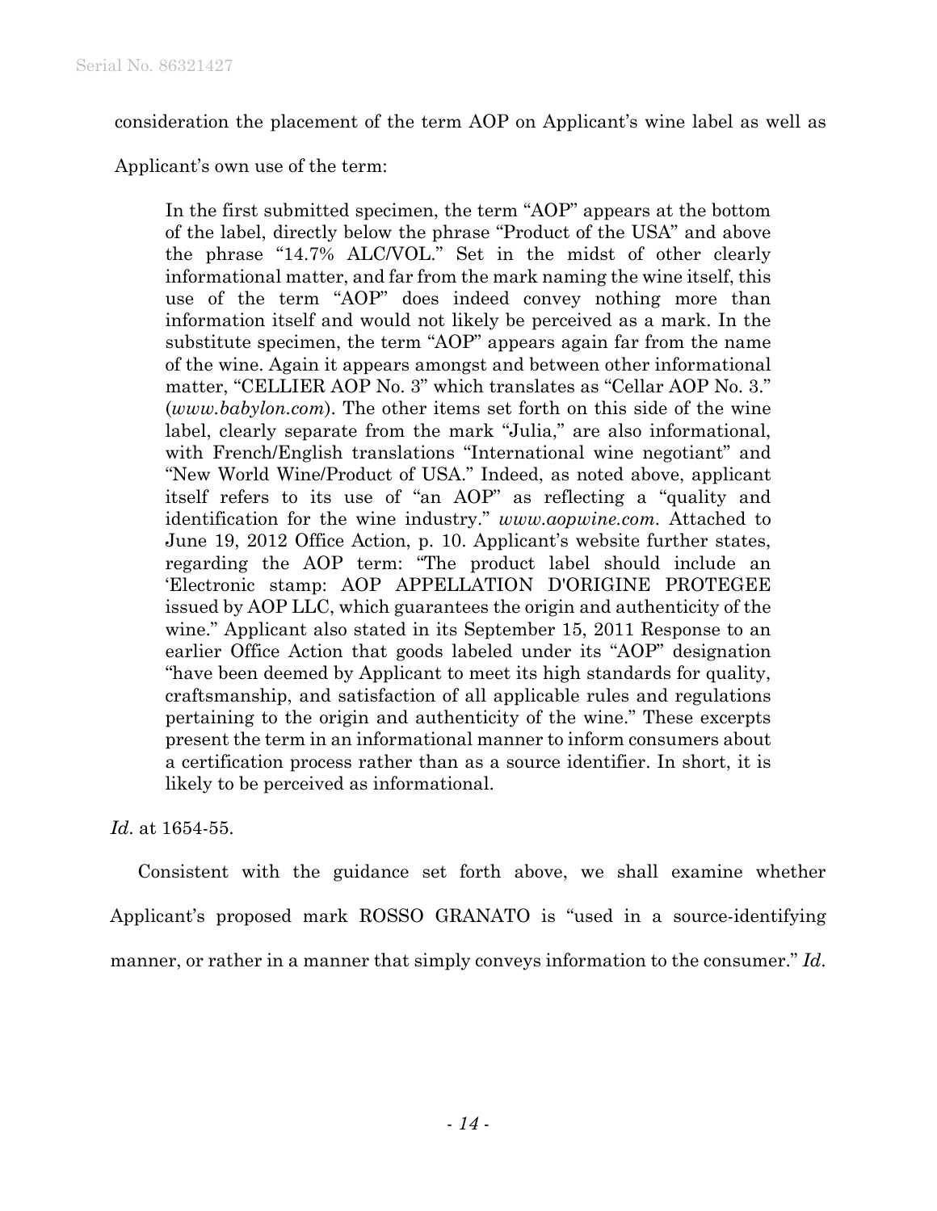consideration the placement of the term AOP on Applicant's wine label as well as Applicant's own use of the term:

> In the first submitted specimen, the term "AOP" appears at the bottom of the label, directly below the phrase "Product of the USA" and above the phrase "14.7% ALC/VOL." Set in the midst of other clearly informational matter, and far from the mark naming the wine itself, this use of the term "AOP" does indeed convey nothing more than information itself and would not likely be perceived as a mark. In the substitute specimen, the term "AOP" appears again far from the name of the wine. Again it appears amongst and between other informational matter, "CELLIER AOP No. 3" which translates as "Cellar AOP No. 3." (*www.babylon.com*). The other items set forth on this side of the wine label, clearly separate from the mark "Julia," are also informational, with French/English translations "International wine negotiant" and "New World Wine/Product of USA." Indeed, as noted above, applicant itself refers to its use of "an AOP" as reflecting a "quality and identification for the wine industry." *www.aopwine.com*. Attached to June 19, 2012 Office Action, p. 10. Applicant's website further states, regarding the AOP term: "The product label should include an 'Electronic stamp: AOP APPELLATION D'ORIGINE PROTEGEE issued by AOP LLC, which guarantees the origin and authenticity of the wine." Applicant also stated in its September 15, 2011 Response to an earlier Office Action that goods labeled under its "AOP" designation "have been deemed by Applicant to meet its high standards for quality, craftsmanship, and satisfaction of all applicable rules and regulations pertaining to the origin and authenticity of the wine." These excerpts present the term in an informational manner to inform consumers about a certification process rather than as a source identifier. In short, it is likely to be perceived as informational.

*Id.* at 1654-55.

Consistent with the guidance set forth above, we shall examine whether Applicant's proposed mark ROSSO GRANATO is "used in a source-identifying manner, or rather in a manner that simply conveys information to the consumer." *Id.*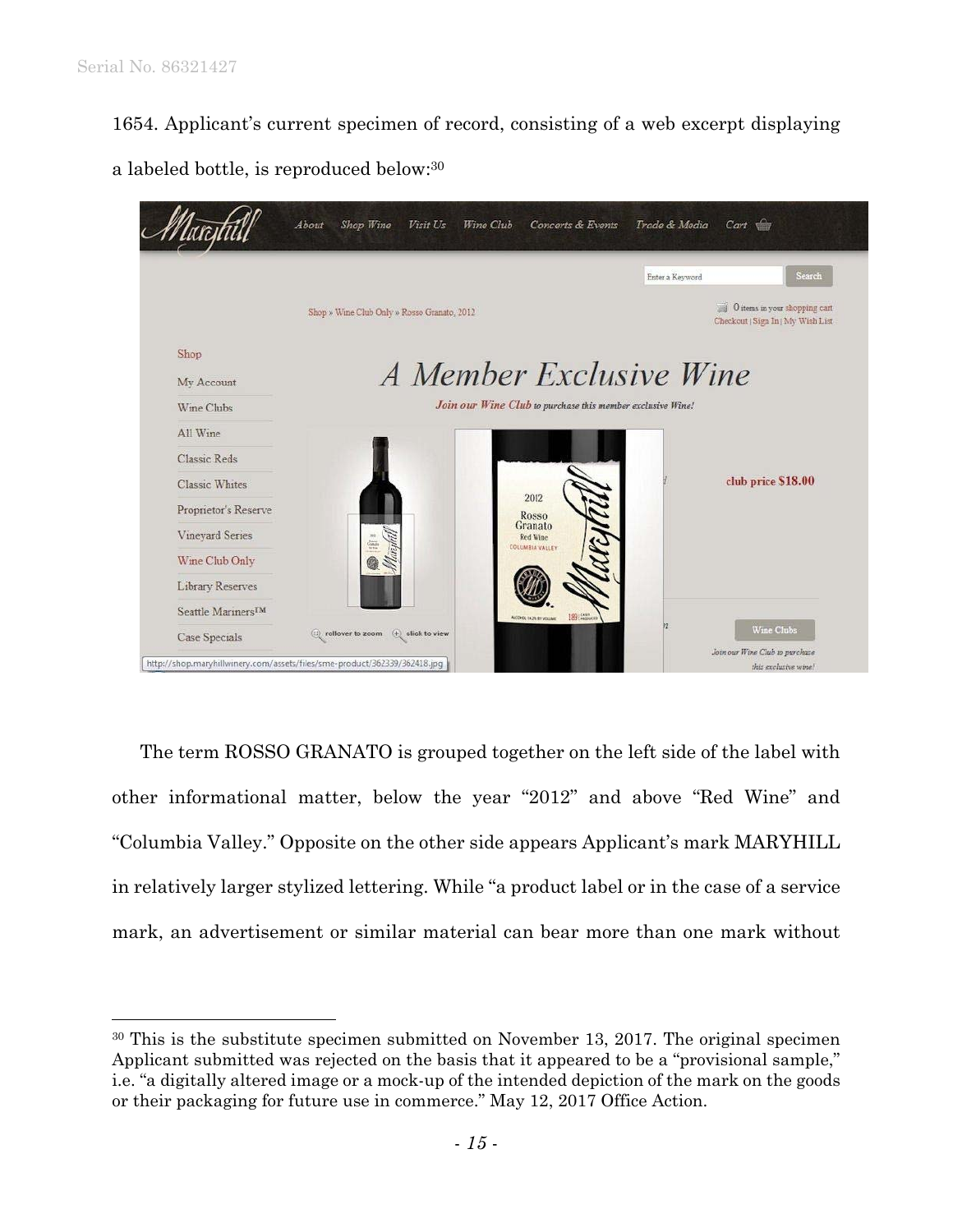1654. Applicant's current specimen of record, consisting of a web excerpt displaying a labeled bottle, is reproduced below:[30]

The term ROSSO GRANATO is grouped together on the left side of the label with other informational matter, below the year "2012" and above "Red Wine" and "Columbia Valley." Opposite on the other side appears Applicant's mark MARYHILL in relatively larger stylized lettering. While "a product label or in the case of a service mark, an advertisement or similar material can bear more than one mark without

---

[30] This is the substitute specimen submitted on November 13, 2017. The original specimen Applicant submitted was rejected on the basis that it appeared to be a "provisional sample," i.e. "a digitally altered image or a mock-up of the intended depiction of the mark on the goods or their packaging for future use in commerce." May 12, 2017 Office Action.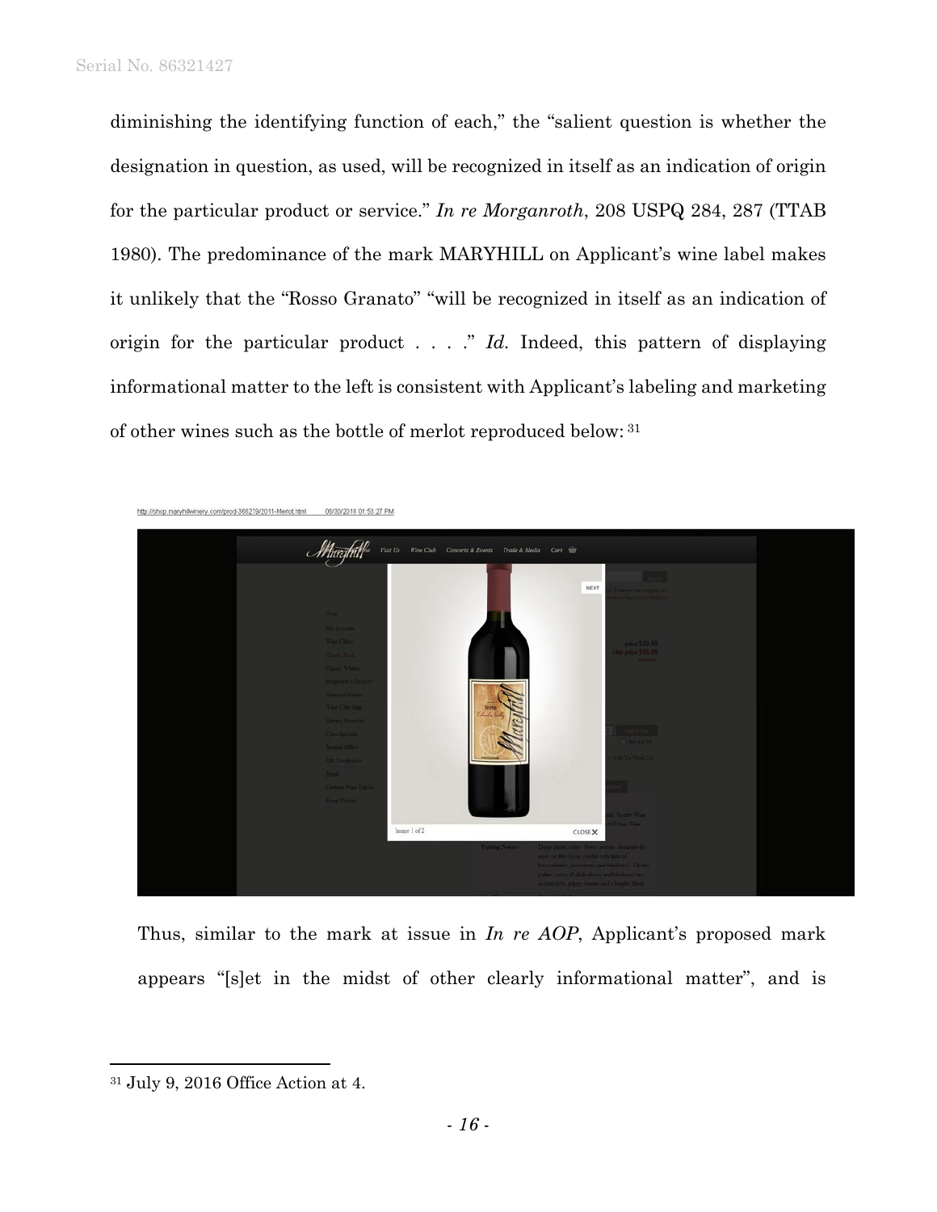diminishing the identifying function of each," the "salient question is whether the designation in question, as used, will be recognized in itself as an indication of origin for the particular product or service." *In re Morganroth*, 208 USPQ 284, 287 (TTAB 1980). The predominance of the mark MARYHILL on Applicant's wine label makes it unlikely that the "Rosso Granato" "will be recognized in itself as an indication of origin for the particular product . . . ." *Id.* Indeed, this pattern of displaying informational matter to the left is consistent with Applicant's labeling and marketing of other wines such as the bottle of merlot reproduced below: [31]

Thus, similar to the mark at issue in *In re AOP*, Applicant's proposed mark appears "[s]et in the midst of other clearly informational matter", and is

---

[31] July 9, 2016 Office Action at 4.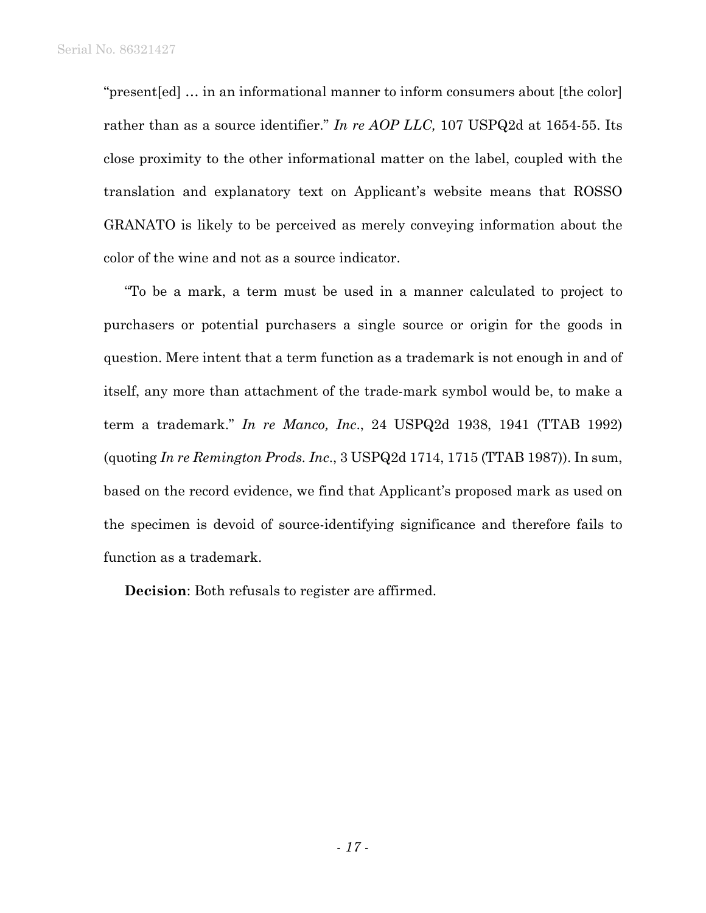"present[ed] … in an informational manner to inform consumers about [the color] rather than as a source identifier." *In re AOP LLC,* 107 USPQ2d at 1654-55. Its close proximity to the other informational matter on the label, coupled with the translation and explanatory text on Applicant's website means that ROSSO GRANATO is likely to be perceived as merely conveying information about the color of the wine and not as a source indicator.

"To be a mark, a term must be used in a manner calculated to project to purchasers or potential purchasers a single source or origin for the goods in question. Mere intent that a term function as a trademark is not enough in and of itself, any more than attachment of the trade-mark symbol would be, to make a term a trademark." *In re Manco, Inc*., 24 USPQ2d 1938, 1941 (TTAB 1992) (quoting *In re Remington Prods. Inc*., 3 USPQ2d 1714, 1715 (TTAB 1987)). In sum, based on the record evidence, we find that Applicant's proposed mark as used on the specimen is devoid of source-identifying significance and therefore fails to function as a trademark.

**Decision**: Both refusals to register are affirmed.